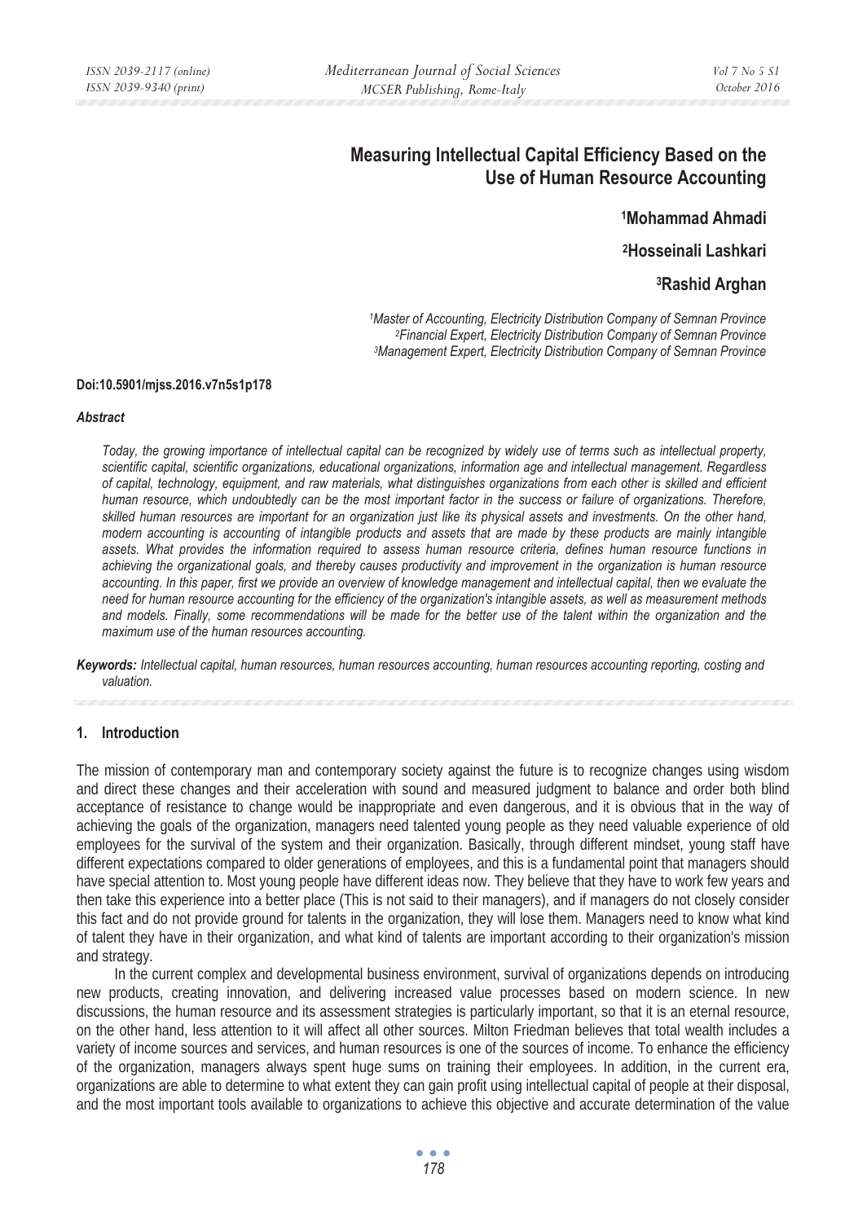# Measuring Intellectual Capital Efficiency Based on the Use of Human Resource Accounting

**[1]Mohammad Ahmadi**

**[2]Hosseinali Lashkari**

**[3]Rashid Arghan**

*[1]Master of Accounting, Electricity Distribution Company of Semnan Province*
*[2]Financial Expert, Electricity Distribution Company of Semnan Province*
*[3]Management Expert, Electricity Distribution Company of Semnan Province*

**Doi:10.5901/mjss.2016.v7n5s1p178**

***Abstract***

*Today, the growing importance of intellectual capital can be recognized by widely use of terms such as intellectual property, scientific capital, scientific organizations, educational organizations, information age and intellectual management. Regardless of capital, technology, equipment, and raw materials, what distinguishes organizations from each other is skilled and efficient human resource, which undoubtedly can be the most important factor in the success or failure of organizations. Therefore, skilled human resources are important for an organization just like its physical assets and investments. On the other hand, modern accounting is accounting of intangible products and assets that are made by these products are mainly intangible assets. What provides the information required to assess human resource criteria, defines human resource functions in achieving the organizational goals, and thereby causes productivity and improvement in the organization is human resource accounting. In this paper, first we provide an overview of knowledge management and intellectual capital, then we evaluate the need for human resource accounting for the efficiency of the organization's intangible assets, as well as measurement methods and models. Finally, some recommendations will be made for the better use of the talent within the organization and the maximum use of the human resources accounting.*

***Keywords:*** *Intellectual capital, human resources, human resources accounting, human resources accounting reporting, costing and valuation.*

## 1. Introduction

The mission of contemporary man and contemporary society against the future is to recognize changes using wisdom and direct these changes and their acceleration with sound and measured judgment to balance and order both blind acceptance of resistance to change would be inappropriate and even dangerous, and it is obvious that in the way of achieving the goals of the organization, managers need talented young people as they need valuable experience of old employees for the survival of the system and their organization. Basically, through different mindset, young staff have different expectations compared to older generations of employees, and this is a fundamental point that managers should have special attention to. Most young people have different ideas now. They believe that they have to work few years and then take this experience into a better place (This is not said to their managers), and if managers do not closely consider this fact and do not provide ground for talents in the organization, they will lose them. Managers need to know what kind of talent they have in their organization, and what kind of talents are important according to their organization's mission and strategy.

In the current complex and developmental business environment, survival of organizations depends on introducing new products, creating innovation, and delivering increased value processes based on modern science. In new discussions, the human resource and its assessment strategies is particularly important, so that it is an eternal resource, on the other hand, less attention to it will affect all other sources. Milton Friedman believes that total wealth includes a variety of income sources and services, and human resources is one of the sources of income. To enhance the efficiency of the organization, managers always spent huge sums on training their employees. In addition, in the current era, organizations are able to determine to what extent they can gain profit using intellectual capital of people at their disposal, and the most important tools available to organizations to achieve this objective and accurate determination of the value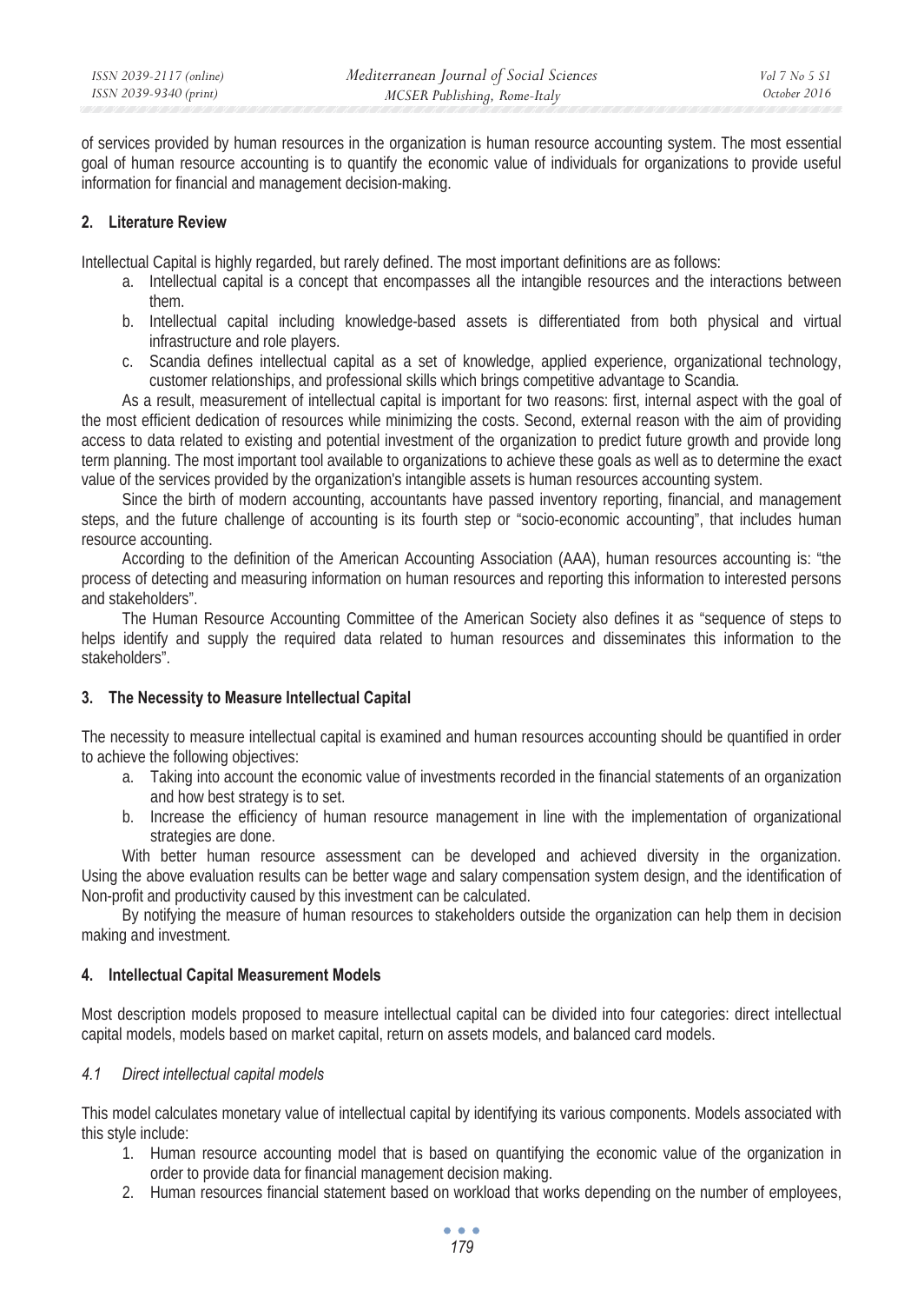of services provided by human resources in the organization is human resource accounting system. The most essential goal of human resource accounting is to quantify the economic value of individuals for organizations to provide useful information for financial and management decision-making.

## 2. Literature Review

Intellectual Capital is highly regarded, but rarely defined. The most important definitions are as follows:

a. Intellectual capital is a concept that encompasses all the intangible resources and the interactions between them.
b. Intellectual capital including knowledge-based assets is differentiated from both physical and virtual infrastructure and role players.
c. Scandia defines intellectual capital as a set of knowledge, applied experience, organizational technology, customer relationships, and professional skills which brings competitive advantage to Scandia.

As a result, measurement of intellectual capital is important for two reasons: first, internal aspect with the goal of the most efficient dedication of resources while minimizing the costs. Second, external reason with the aim of providing access to data related to existing and potential investment of the organization to predict future growth and provide long term planning. The most important tool available to organizations to achieve these goals as well as to determine the exact value of the services provided by the organization's intangible assets is human resources accounting system.

Since the birth of modern accounting, accountants have passed inventory reporting, financial, and management steps, and the future challenge of accounting is its fourth step or "socio-economic accounting", that includes human resource accounting.

According to the definition of the American Accounting Association (AAA), human resources accounting is: "the process of detecting and measuring information on human resources and reporting this information to interested persons and stakeholders".

The Human Resource Accounting Committee of the American Society also defines it as "sequence of steps to helps identify and supply the required data related to human resources and disseminates this information to the stakeholders".

## 3. The Necessity to Measure Intellectual Capital

The necessity to measure intellectual capital is examined and human resources accounting should be quantified in order to achieve the following objectives:

a. Taking into account the economic value of investments recorded in the financial statements of an organization and how best strategy is to set.
b. Increase the efficiency of human resource management in line with the implementation of organizational strategies are done.

With better human resource assessment can be developed and achieved diversity in the organization. Using the above evaluation results can be better wage and salary compensation system design, and the identification of Non-profit and productivity caused by this investment can be calculated.

By notifying the measure of human resources to stakeholders outside the organization can help them in decision making and investment.

## 4. Intellectual Capital Measurement Models

Most description models proposed to measure intellectual capital can be divided into four categories: direct intellectual capital models, models based on market capital, return on assets models, and balanced card models.

### *4.1 Direct intellectual capital models*

This model calculates monetary value of intellectual capital by identifying its various components. Models associated with this style include:

1. Human resource accounting model that is based on quantifying the economic value of the organization in order to provide data for financial management decision making.
2. Human resources financial statement based on workload that works depending on the number of employees,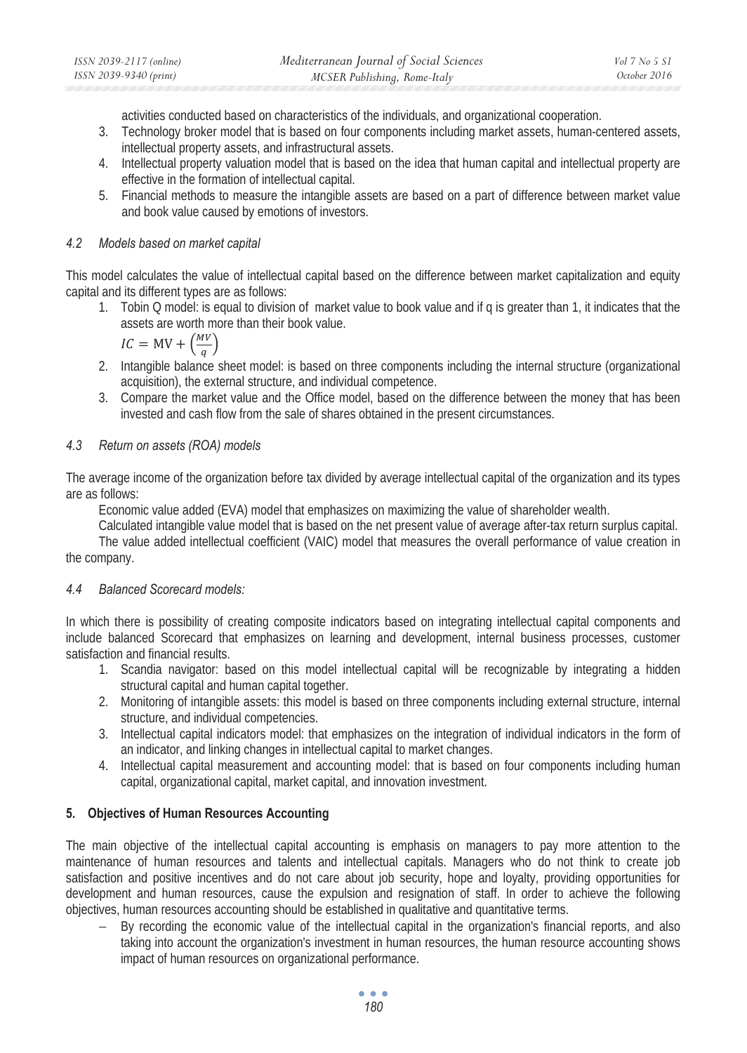activities conducted based on characteristics of the individuals, and organizational cooperation.

3. Technology broker model that is based on four components including market assets, human-centered assets, intellectual property assets, and infrastructural assets.
4. Intellectual property valuation model that is based on the idea that human capital and intellectual property are effective in the formation of intellectual capital.
5. Financial methods to measure the intangible assets are based on a part of difference between market value and book value caused by emotions of investors.

### *4.2 Models based on market capital*

This model calculates the value of intellectual capital based on the difference between market capitalization and equity capital and its different types are as follows:

1. Tobin Q model: is equal to division of market value to book value and if q is greater than 1, it indicates that the assets are worth more than their book value.

   $IC = \mathrm{MV} + \left(\frac{MV}{q}\right)$

2. Intangible balance sheet model: is based on three components including the internal structure (organizational acquisition), the external structure, and individual competence.
3. Compare the market value and the Office model, based on the difference between the money that has been invested and cash flow from the sale of shares obtained in the present circumstances.

### *4.3 Return on assets (ROA) models*

The average income of the organization before tax divided by average intellectual capital of the organization and its types are as follows:

Economic value added (EVA) model that emphasizes on maximizing the value of shareholder wealth.

Calculated intangible value model that is based on the net present value of average after-tax return surplus capital.

The value added intellectual coefficient (VAIC) model that measures the overall performance of value creation in the company.

### *4.4 Balanced Scorecard models:*

In which there is possibility of creating composite indicators based on integrating intellectual capital components and include balanced Scorecard that emphasizes on learning and development, internal business processes, customer satisfaction and financial results.

1. Scandia navigator: based on this model intellectual capital will be recognizable by integrating a hidden structural capital and human capital together.
2. Monitoring of intangible assets: this model is based on three components including external structure, internal structure, and individual competencies.
3. Intellectual capital indicators model: that emphasizes on the integration of individual indicators in the form of an indicator, and linking changes in intellectual capital to market changes.
4. Intellectual capital measurement and accounting model: that is based on four components including human capital, organizational capital, market capital, and innovation investment.

## **5. Objectives of Human Resources Accounting**

The main objective of the intellectual capital accounting is emphasis on managers to pay more attention to the maintenance of human resources and talents and intellectual capitals. Managers who do not think to create job satisfaction and positive incentives and do not care about job security, hope and loyalty, providing opportunities for development and human resources, cause the expulsion and resignation of staff. In order to achieve the following objectives, human resources accounting should be established in qualitative and quantitative terms.

- By recording the economic value of the intellectual capital in the organization's financial reports, and also taking into account the organization's investment in human resources, the human resource accounting shows impact of human resources on organizational performance.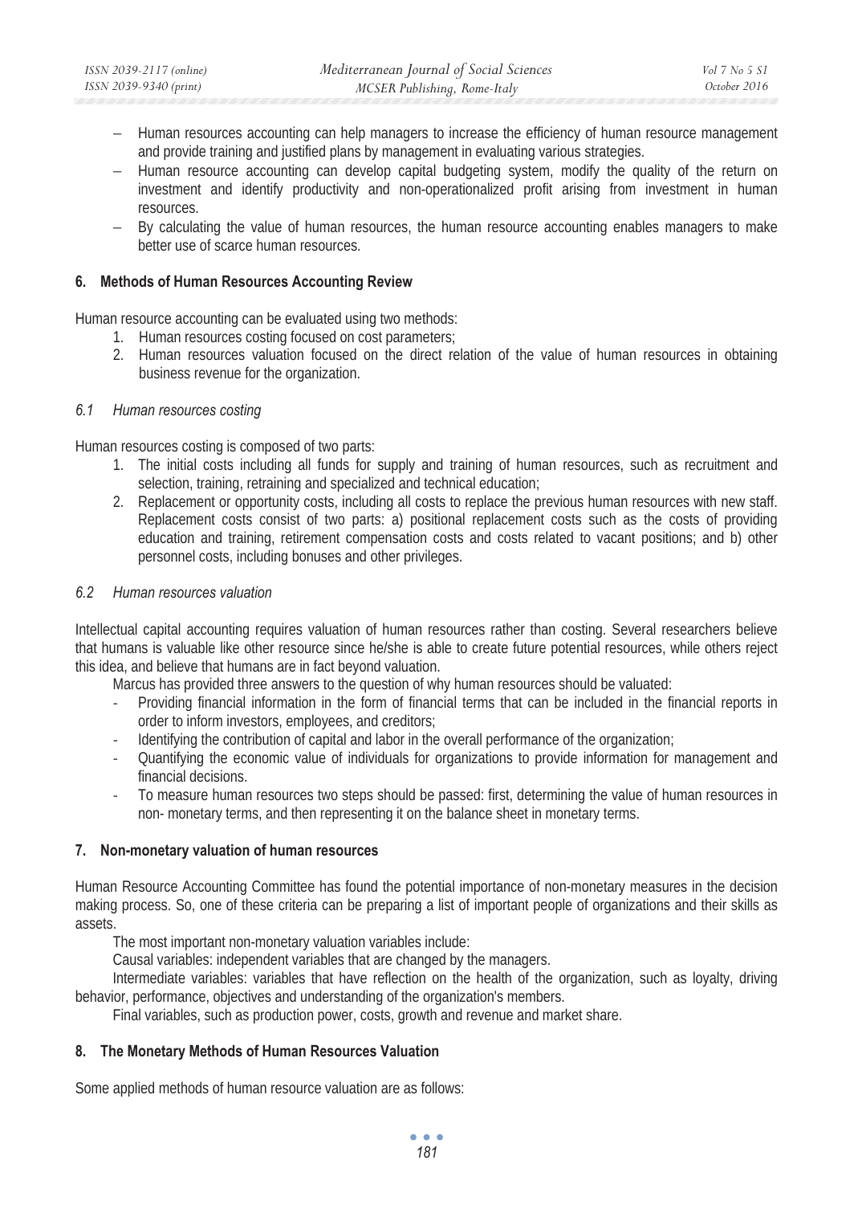- Human resources accounting can help managers to increase the efficiency of human resource management and provide training and justified plans by management in evaluating various strategies.
- Human resource accounting can develop capital budgeting system, modify the quality of the return on investment and identify productivity and non-operationalized profit arising from investment in human resources.
- By calculating the value of human resources, the human resource accounting enables managers to make better use of scarce human resources.

## 6. Methods of Human Resources Accounting Review

Human resource accounting can be evaluated using two methods:

1. Human resources costing focused on cost parameters;
2. Human resources valuation focused on the direct relation of the value of human resources in obtaining business revenue for the organization.

### *6.1 Human resources costing*

Human resources costing is composed of two parts:

1. The initial costs including all funds for supply and training of human resources, such as recruitment and selection, training, retraining and specialized and technical education;
2. Replacement or opportunity costs, including all costs to replace the previous human resources with new staff. Replacement costs consist of two parts: a) positional replacement costs such as the costs of providing education and training, retirement compensation costs and costs related to vacant positions; and b) other personnel costs, including bonuses and other privileges.

### *6.2 Human resources valuation*

Intellectual capital accounting requires valuation of human resources rather than costing. Several researchers believe that humans is valuable like other resource since he/she is able to create future potential resources, while others reject this idea, and believe that humans are in fact beyond valuation.

Marcus has provided three answers to the question of why human resources should be valuated:

- Providing financial information in the form of financial terms that can be included in the financial reports in order to inform investors, employees, and creditors;
- Identifying the contribution of capital and labor in the overall performance of the organization;
- Quantifying the economic value of individuals for organizations to provide information for management and financial decisions.
- To measure human resources two steps should be passed: first, determining the value of human resources in non- monetary terms, and then representing it on the balance sheet in monetary terms.

## 7. Non-monetary valuation of human resources

Human Resource Accounting Committee has found the potential importance of non-monetary measures in the decision making process. So, one of these criteria can be preparing a list of important people of organizations and their skills as assets.

The most important non-monetary valuation variables include:

Causal variables: independent variables that are changed by the managers.

Intermediate variables: variables that have reflection on the health of the organization, such as loyalty, driving behavior, performance, objectives and understanding of the organization's members.

Final variables, such as production power, costs, growth and revenue and market share.

## 8. The Monetary Methods of Human Resources Valuation

Some applied methods of human resource valuation are as follows: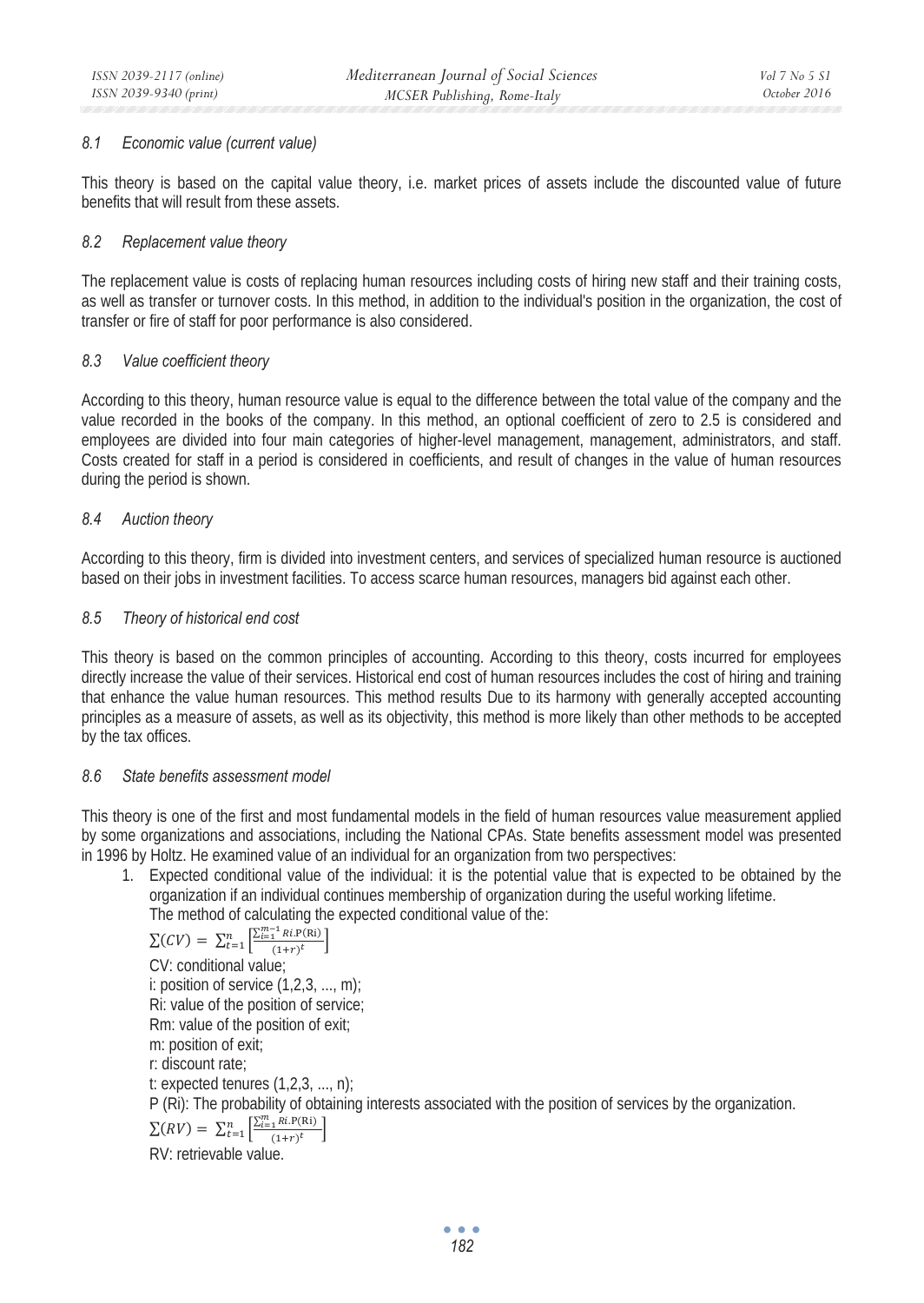### *8.1 Economic value (current value)*

This theory is based on the capital value theory, i.e. market prices of assets include the discounted value of future benefits that will result from these assets.

### *8.2 Replacement value theory*

The replacement value is costs of replacing human resources including costs of hiring new staff and their training costs, as well as transfer or turnover costs. In this method, in addition to the individual's position in the organization, the cost of transfer or fire of staff for poor performance is also considered.

### *8.3 Value coefficient theory*

According to this theory, human resource value is equal to the difference between the total value of the company and the value recorded in the books of the company. In this method, an optional coefficient of zero to 2.5 is considered and employees are divided into four main categories of higher-level management, management, administrators, and staff. Costs created for staff in a period is considered in coefficients, and result of changes in the value of human resources during the period is shown.

### *8.4 Auction theory*

According to this theory, firm is divided into investment centers, and services of specialized human resource is auctioned based on their jobs in investment facilities. To access scarce human resources, managers bid against each other.

### *8.5 Theory of historical end cost*

This theory is based on the common principles of accounting. According to this theory, costs incurred for employees directly increase the value of their services. Historical end cost of human resources includes the cost of hiring and training that enhance the value human resources. This method results Due to its harmony with generally accepted accounting principles as a measure of assets, as well as its objectivity, this method is more likely than other methods to be accepted by the tax offices.

### *8.6 State benefits assessment model*

This theory is one of the first and most fundamental models in the field of human resources value measurement applied by some organizations and associations, including the National CPAs. State benefits assessment model was presented in 1996 by Holtz. He examined value of an individual for an organization from two perspectives:

1. Expected conditional value of the individual: it is the potential value that is expected to be obtained by the organization if an individual continues membership of organization during the useful working lifetime.
   The method of calculating the expected conditional value of the:

   $$\sum(CV) = \sum_{t=1}^{n}\left[\frac{\sum_{i=1}^{m-1} Ri.\mathrm{P(Ri)}}{(1+r)^t}\right]$$

   CV: conditional value;
   i: position of service (1,2,3, ..., m);
   Ri: value of the position of service;
   Rm: value of the position of exit;
   m: position of exit;
   r: discount rate;
   t: expected tenures (1,2,3, ..., n);
   P (Ri): The probability of obtaining interests associated with the position of services by the organization.

   $$\sum(RV) = \sum_{t=1}^{n}\left[\frac{\sum_{i=1}^{m} Ri.\mathrm{P(Ri)}}{(1+r)^t}\right]$$

   RV: retrievable value.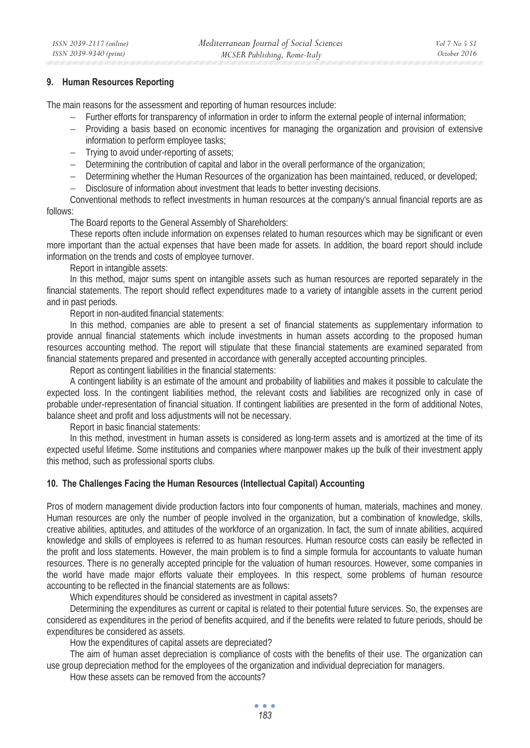## 9. Human Resources Reporting

The main reasons for the assessment and reporting of human resources include:

- Further efforts for transparency of information in order to inform the external people of internal information;
- Providing a basis based on economic incentives for managing the organization and provision of extensive information to perform employee tasks;
- Trying to avoid under-reporting of assets;
- Determining the contribution of capital and labor in the overall performance of the organization;
- Determining whether the Human Resources of the organization has been maintained, reduced, or developed;
- Disclosure of information about investment that leads to better investing decisions.

Conventional methods to reflect investments in human resources at the company's annual financial reports are as follows:

The Board reports to the General Assembly of Shareholders:

These reports often include information on expenses related to human resources which may be significant or even more important than the actual expenses that have been made for assets. In addition, the board report should include information on the trends and costs of employee turnover.

Report in intangible assets:

In this method, major sums spent on intangible assets such as human resources are reported separately in the financial statements. The report should reflect expenditures made to a variety of intangible assets in the current period and in past periods.

Report in non-audited financial statements:

In this method, companies are able to present a set of financial statements as supplementary information to provide annual financial statements which include investments in human assets according to the proposed human resources accounting method. The report will stipulate that these financial statements are examined separated from financial statements prepared and presented in accordance with generally accepted accounting principles.

Report as contingent liabilities in the financial statements:

A contingent liability is an estimate of the amount and probability of liabilities and makes it possible to calculate the expected loss. In the contingent liabilities method, the relevant costs and liabilities are recognized only in case of probable under-representation of financial situation. If contingent liabilities are presented in the form of additional Notes, balance sheet and profit and loss adjustments will not be necessary.

Report in basic financial statements:

In this method, investment in human assets is considered as long-term assets and is amortized at the time of its expected useful lifetime. Some institutions and companies where manpower makes up the bulk of their investment apply this method, such as professional sports clubs.

## 10. The Challenges Facing the Human Resources (Intellectual Capital) Accounting

Pros of modern management divide production factors into four components of human, materials, machines and money. Human resources are only the number of people involved in the organization, but a combination of knowledge, skills, creative abilities, aptitudes, and attitudes of the workforce of an organization. In fact, the sum of innate abilities, acquired knowledge and skills of employees is referred to as human resources. Human resource costs can easily be reflected in the profit and loss statements. However, the main problem is to find a simple formula for accountants to valuate human resources. There is no generally accepted principle for the valuation of human resources. However, some companies in the world have made major efforts valuate their employees. In this respect, some problems of human resource accounting to be reflected in the financial statements are as follows:

Which expenditures should be considered as investment in capital assets?

Determining the expenditures as current or capital is related to their potential future services. So, the expenses are considered as expenditures in the period of benefits acquired, and if the benefits were related to future periods, should be expenditures be considered as assets.

How the expenditures of capital assets are depreciated?

The aim of human asset depreciation is compliance of costs with the benefits of their use. The organization can use group depreciation method for the employees of the organization and individual depreciation for managers.

How these assets can be removed from the accounts?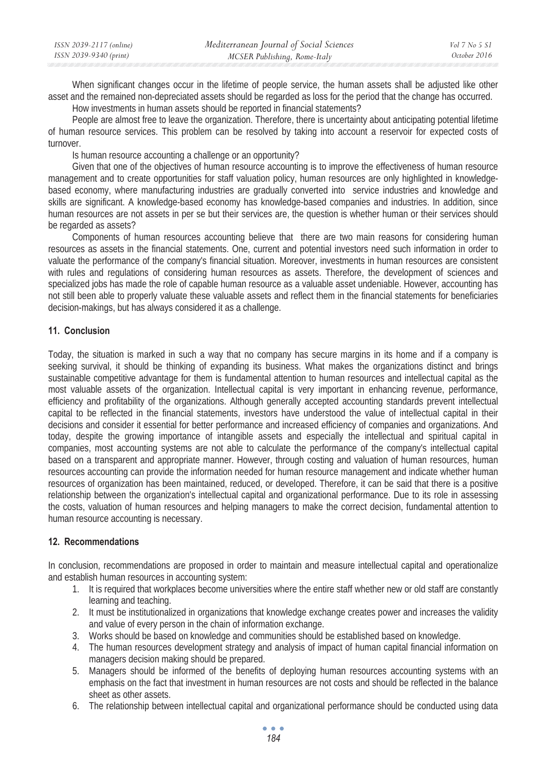When significant changes occur in the lifetime of people service, the human assets shall be adjusted like other asset and the remained non-depreciated assets should be regarded as loss for the period that the change has occurred.

How investments in human assets should be reported in financial statements?

People are almost free to leave the organization. Therefore, there is uncertainty about anticipating potential lifetime of human resource services. This problem can be resolved by taking into account a reservoir for expected costs of turnover.

Is human resource accounting a challenge or an opportunity?

Given that one of the objectives of human resource accounting is to improve the effectiveness of human resource management and to create opportunities for staff valuation policy, human resources are only highlighted in knowledge-based economy, where manufacturing industries are gradually converted into service industries and knowledge and skills are significant. A knowledge-based economy has knowledge-based companies and industries. In addition, since human resources are not assets in per se but their services are, the question is whether human or their services should be regarded as assets?

Components of human resources accounting believe that there are two main reasons for considering human resources as assets in the financial statements. One, current and potential investors need such information in order to valuate the performance of the company's financial situation. Moreover, investments in human resources are consistent with rules and regulations of considering human resources as assets. Therefore, the development of sciences and specialized jobs has made the role of capable human resource as a valuable asset undeniable. However, accounting has not still been able to properly valuate these valuable assets and reflect them in the financial statements for beneficiaries decision-makings, but has always considered it as a challenge.

## 11. Conclusion

Today, the situation is marked in such a way that no company has secure margins in its home and if a company is seeking survival, it should be thinking of expanding its business. What makes the organizations distinct and brings sustainable competitive advantage for them is fundamental attention to human resources and intellectual capital as the most valuable assets of the organization. Intellectual capital is very important in enhancing revenue, performance, efficiency and profitability of the organizations. Although generally accepted accounting standards prevent intellectual capital to be reflected in the financial statements, investors have understood the value of intellectual capital in their decisions and consider it essential for better performance and increased efficiency of companies and organizations. And today, despite the growing importance of intangible assets and especially the intellectual and spiritual capital in companies, most accounting systems are not able to calculate the performance of the company's intellectual capital based on a transparent and appropriate manner. However, through costing and valuation of human resources, human resources accounting can provide the information needed for human resource management and indicate whether human resources of organization has been maintained, reduced, or developed. Therefore, it can be said that there is a positive relationship between the organization's intellectual capital and organizational performance. Due to its role in assessing the costs, valuation of human resources and helping managers to make the correct decision, fundamental attention to human resource accounting is necessary.

## 12. Recommendations

In conclusion, recommendations are proposed in order to maintain and measure intellectual capital and operationalize and establish human resources in accounting system:

1. It is required that workplaces become universities where the entire staff whether new or old staff are constantly learning and teaching.
2. It must be institutionalized in organizations that knowledge exchange creates power and increases the validity and value of every person in the chain of information exchange.
3. Works should be based on knowledge and communities should be established based on knowledge.
4. The human resources development strategy and analysis of impact of human capital financial information on managers decision making should be prepared.
5. Managers should be informed of the benefits of deploying human resources accounting systems with an emphasis on the fact that investment in human resources are not costs and should be reflected in the balance sheet as other assets.
6. The relationship between intellectual capital and organizational performance should be conducted using data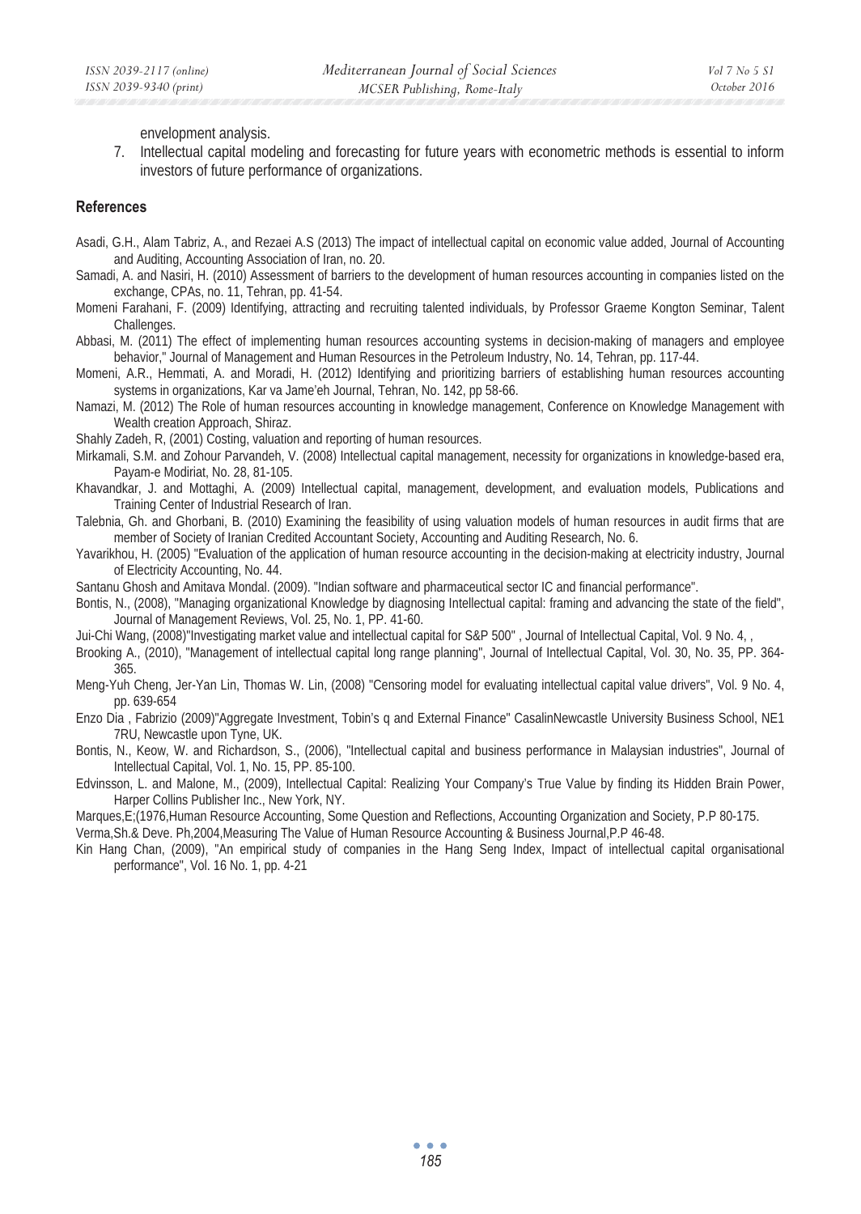envelopment analysis.

7. Intellectual capital modeling and forecasting for future years with econometric methods is essential to inform investors of future performance of organizations.

## References

Asadi, G.H., Alam Tabriz, A., and Rezaei A.S (2013) The impact of intellectual capital on economic value added, Journal of Accounting and Auditing, Accounting Association of Iran, no. 20.

Samadi, A. and Nasiri, H. (2010) Assessment of barriers to the development of human resources accounting in companies listed on the exchange, CPAs, no. 11, Tehran, pp. 41-54.

Momeni Farahani, F. (2009) Identifying, attracting and recruiting talented individuals, by Professor Graeme Kongton Seminar, Talent Challenges.

Abbasi, M. (2011) The effect of implementing human resources accounting systems in decision-making of managers and employee behavior," Journal of Management and Human Resources in the Petroleum Industry, No. 14, Tehran, pp. 117-44.

Momeni, A.R., Hemmati, A. and Moradi, H. (2012) Identifying and prioritizing barriers of establishing human resources accounting systems in organizations, Kar va Jame'eh Journal, Tehran, No. 142, pp 58-66.

Namazi, M. (2012) The Role of human resources accounting in knowledge management, Conference on Knowledge Management with Wealth creation Approach, Shiraz.

Shahly Zadeh, R, (2001) Costing, valuation and reporting of human resources.

Mirkamali, S.M. and Zohour Parvandeh, V. (2008) Intellectual capital management, necessity for organizations in knowledge-based era, Payam-e Modiriat, No. 28, 81-105.

Khavandkar, J. and Mottaghi, A. (2009) Intellectual capital, management, development, and evaluation models, Publications and Training Center of Industrial Research of Iran.

Talebnia, Gh. and Ghorbani, B. (2010) Examining the feasibility of using valuation models of human resources in audit firms that are member of Society of Iranian Credited Accountant Society, Accounting and Auditing Research, No. 6.

Yavarikhou, H. (2005) "Evaluation of the application of human resource accounting in the decision-making at electricity industry, Journal of Electricity Accounting, No. 44.

Santanu Ghosh and Amitava Mondal. (2009). "Indian software and pharmaceutical sector IC and financial performance".

Bontis, N., (2008), "Managing organizational Knowledge by diagnosing Intellectual capital: framing and advancing the state of the field", Journal of Management Reviews, Vol. 25, No. 1, PP. 41-60.

Jui-Chi Wang, (2008)"Investigating market value and intellectual capital for S&P 500" , Journal of Intellectual Capital, Vol. 9 No. 4, ,

Brooking A., (2010), "Management of intellectual capital long range planning", Journal of Intellectual Capital, Vol. 30, No. 35, PP. 364-365.

Meng-Yuh Cheng, Jer-Yan Lin, Thomas W. Lin, (2008) "Censoring model for evaluating intellectual capital value drivers", Vol. 9 No. 4, pp. 639-654

Enzo Dia , Fabrizio (2009)"Aggregate Investment, Tobin's q and External Finance" CasalinNewcastle University Business School, NE1 7RU, Newcastle upon Tyne, UK.

Bontis, N., Keow, W. and Richardson, S., (2006), "Intellectual capital and business performance in Malaysian industries", Journal of Intellectual Capital, Vol. 1, No. 15, PP. 85-100.

Edvinsson, L. and Malone, M., (2009), Intellectual Capital: Realizing Your Company's True Value by finding its Hidden Brain Power, Harper Collins Publisher Inc., New York, NY.

Marques,E;(1976,Human Resource Accounting, Some Question and Reflections, Accounting Organization and Society, P.P 80-175.

Verma,Sh.& Deve. Ph,2004,Measuring The Value of Human Resource Accounting & Business Journal,P.P 46-48.

Kin Hang Chan, (2009), "An empirical study of companies in the Hang Seng Index, Impact of intellectual capital organisational performance", Vol. 16 No. 1, pp. 4-21